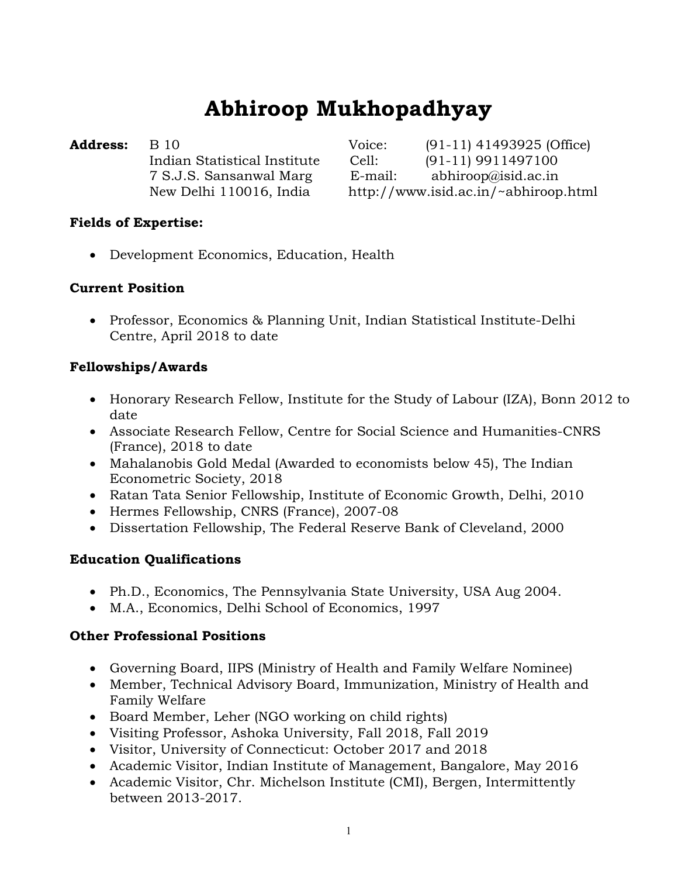# Abhiroop Mukhopadhyay

**Address:** B 10
Indian Statistical Institute
7 S.J.S. Sansanwal Marg
New Delhi 110016, India

Voice: (91-11) 41493925 (Office)
Cell: (91-11) 9911497100
E-mail: abhiroop@isid.ac.in
http://www.isid.ac.in/~abhiroop.html

**Fields of Expertise:**

- Development Economics, Education, Health

**Current Position**

- Professor, Economics & Planning Unit, Indian Statistical Institute-Delhi Centre, April 2018 to date

**Fellowships/Awards**

- Honorary Research Fellow, Institute for the Study of Labour (IZA), Bonn 2012 to date
- Associate Research Fellow, Centre for Social Science and Humanities-CNRS (France), 2018 to date
- Mahalanobis Gold Medal (Awarded to economists below 45), The Indian Econometric Society, 2018
- Ratan Tata Senior Fellowship, Institute of Economic Growth, Delhi, 2010
- Hermes Fellowship, CNRS (France), 2007-08
- Dissertation Fellowship, The Federal Reserve Bank of Cleveland, 2000

**Education Qualifications**

- Ph.D., Economics, The Pennsylvania State University, USA Aug 2004.
- M.A., Economics, Delhi School of Economics, 1997

**Other Professional Positions**

- Governing Board, IIPS (Ministry of Health and Family Welfare Nominee)
- Member, Technical Advisory Board, Immunization, Ministry of Health and Family Welfare
- Board Member, Leher (NGO working on child rights)
- Visiting Professor, Ashoka University, Fall 2018, Fall 2019
- Visitor, University of Connecticut: October 2017 and 2018
- Academic Visitor, Indian Institute of Management, Bangalore, May 2016
- Academic Visitor, Chr. Michelson Institute (CMI), Bergen, Intermittently between 2013-2017.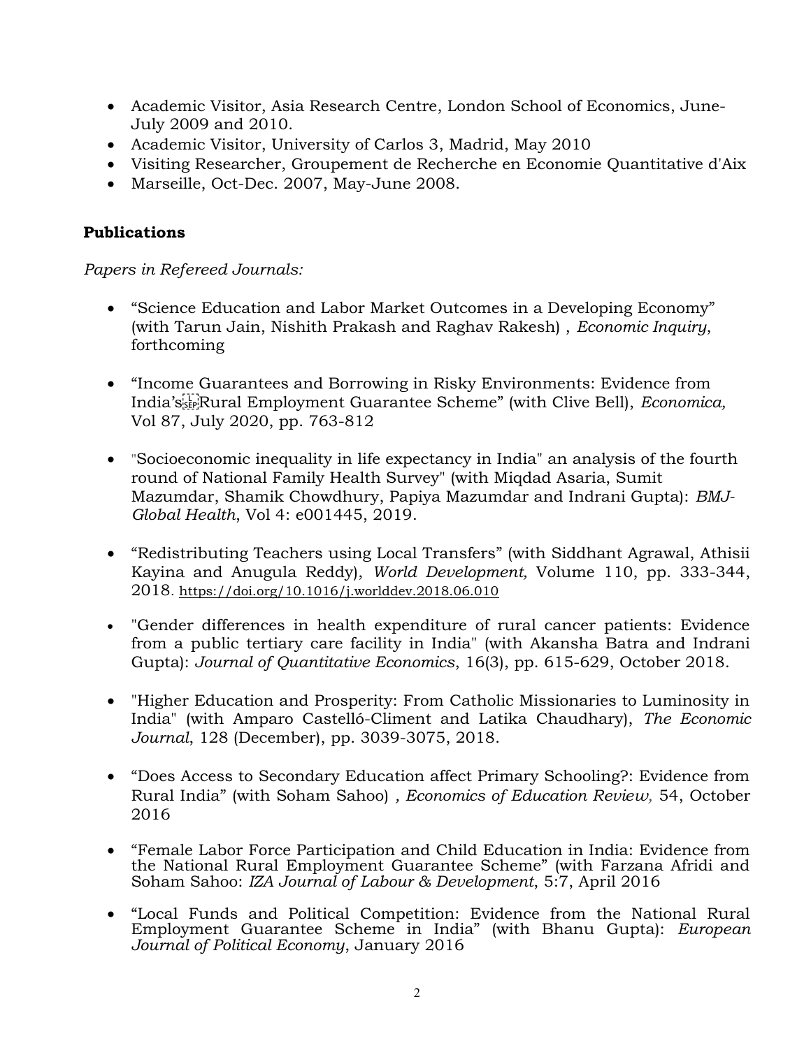- Academic Visitor, Asia Research Centre, London School of Economics, June-July 2009 and 2010.
- Academic Visitor, University of Carlos 3, Madrid, May 2010
- Visiting Researcher, Groupement de Recherche en Economie Quantitative d'Aix
- Marseille, Oct-Dec. 2007, May-June 2008.

## Publications

*Papers in Refereed Journals:*

- "Science Education and Labor Market Outcomes in a Developing Economy" (with Tarun Jain, Nishith Prakash and Raghav Rakesh) , *Economic Inquiry*, forthcoming

- "Income Guarantees and Borrowing in Risky Environments: Evidence from India's Rural Employment Guarantee Scheme" (with Clive Bell), *Economica,* Vol 87, July 2020, pp. 763-812

- "Socioeconomic inequality in life expectancy in India" an analysis of the fourth round of National Family Health Survey" (with Miqdad Asaria, Sumit Mazumdar, Shamik Chowdhury, Papiya Mazumdar and Indrani Gupta): *BMJ-Global Health*, Vol 4: e001445, 2019.

- "Redistributing Teachers using Local Transfers" (with Siddhant Agrawal, Athisii Kayina and Anugula Reddy), *World Development,* Volume 110, pp. 333-344, 2018. https://doi.org/10.1016/j.worlddev.2018.06.010

- "Gender differences in health expenditure of rural cancer patients: Evidence from a public tertiary care facility in India" (with Akansha Batra and Indrani Gupta): *Journal of Quantitative Economics*, 16(3), pp. 615-629, October 2018.

- "Higher Education and Prosperity: From Catholic Missionaries to Luminosity in India" (with Amparo Castelló-Climent and Latika Chaudhary), *The Economic Journal*, 128 (December), pp. 3039-3075, 2018.

- "Does Access to Secondary Education affect Primary Schooling?: Evidence from Rural India" (with Soham Sahoo) *, Economics of Education Review,* 54, October 2016

- "Female Labor Force Participation and Child Education in India: Evidence from the National Rural Employment Guarantee Scheme" (with Farzana Afridi and Soham Sahoo: *IZA Journal of Labour & Development*, 5:7, April 2016

- "Local Funds and Political Competition: Evidence from the National Rural Employment Guarantee Scheme in India" (with Bhanu Gupta): *European Journal of Political Economy*, January 2016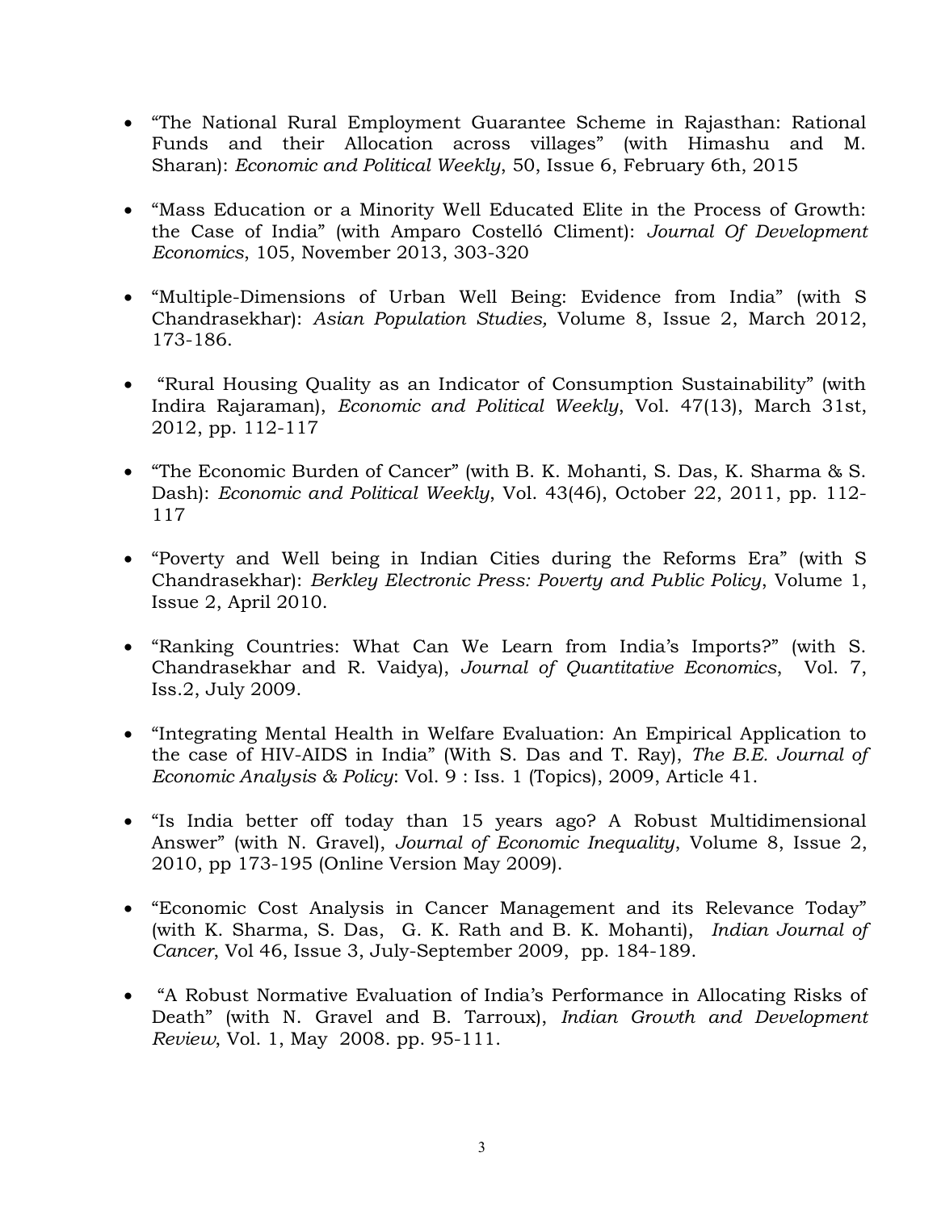- “The National Rural Employment Guarantee Scheme in Rajasthan: Rational Funds and their Allocation across villages” (with Himashu and M. Sharan): *Economic and Political Weekly*, 50, Issue 6, February 6th, 2015

- “Mass Education or a Minority Well Educated Elite in the Process of Growth: the Case of India” (with Amparo Costelló Climent): *Journal Of Development Economics*, 105, November 2013, 303-320

- “Multiple-Dimensions of Urban Well Being: Evidence from India” (with S Chandrasekhar): *Asian Population Studies,* Volume 8, Issue 2, March 2012, 173-186.

- “Rural Housing Quality as an Indicator of Consumption Sustainability” (with Indira Rajaraman), *Economic and Political Weekly*, Vol. 47(13), March 31st, 2012, pp. 112-117

- “The Economic Burden of Cancer” (with B. K. Mohanti, S. Das, K. Sharma & S. Dash): *Economic and Political Weekly*, Vol. 43(46), October 22, 2011, pp. 112-117

- “Poverty and Well being in Indian Cities during the Reforms Era” (with S Chandrasekhar): *Berkley Electronic Press: Poverty and Public Policy*, Volume 1, Issue 2, April 2010.

- “Ranking Countries: What Can We Learn from India’s Imports?” (with S. Chandrasekhar and R. Vaidya), *Journal of Quantitative Economics*, Vol. 7, Iss.2, July 2009.

- “Integrating Mental Health in Welfare Evaluation: An Empirical Application to the case of HIV-AIDS in India” (With S. Das and T. Ray), *The B.E. Journal of Economic Analysis & Policy*: Vol. 9 : Iss. 1 (Topics), 2009, Article 41.

- “Is India better off today than 15 years ago? A Robust Multidimensional Answer” (with N. Gravel), *Journal of Economic Inequality*, Volume 8, Issue 2, 2010, pp 173-195 (Online Version May 2009).

- “Economic Cost Analysis in Cancer Management and its Relevance Today” (with K. Sharma, S. Das, G. K. Rath and B. K. Mohanti), *Indian Journal of Cancer*, Vol 46, Issue 3, July-September 2009, pp. 184-189.

- “A Robust Normative Evaluation of India’s Performance in Allocating Risks of Death” (with N. Gravel and B. Tarroux), *Indian Growth and Development Review*, Vol. 1, May 2008. pp. 95-111.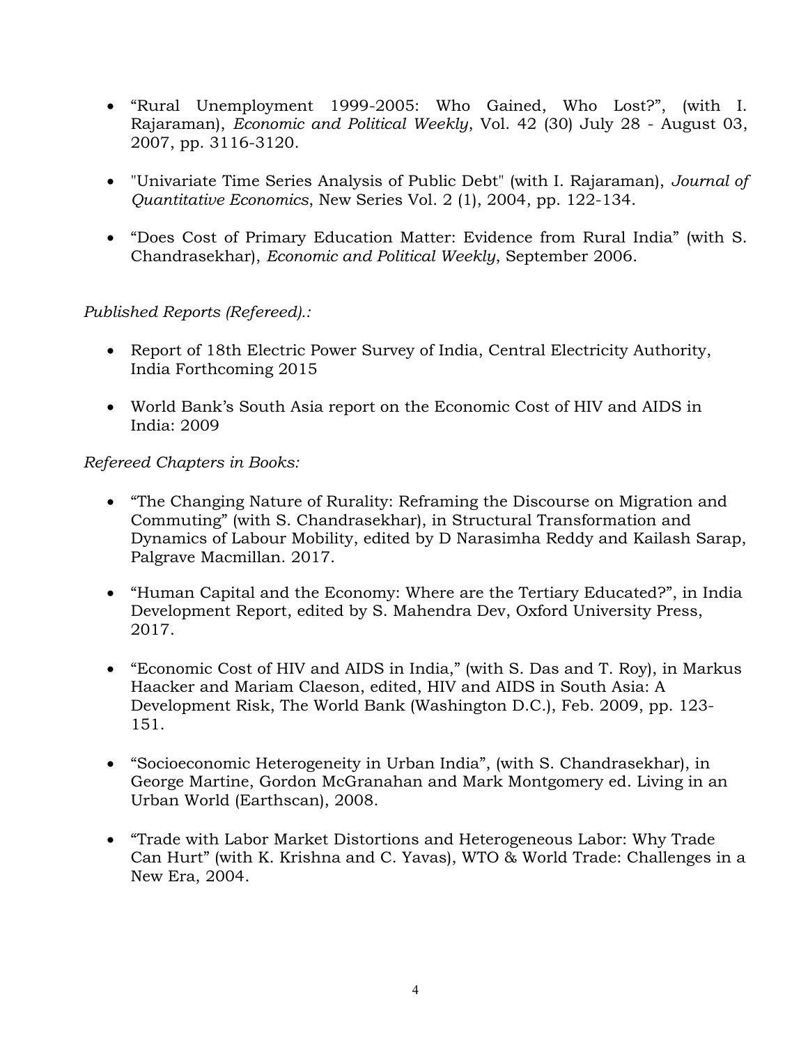- "Rural Unemployment 1999-2005: Who Gained, Who Lost?", (with I. Rajaraman), *Economic and Political Weekly*, Vol. 42 (30) July 28 - August 03, 2007, pp. 3116-3120.

- "Univariate Time Series Analysis of Public Debt" (with I. Rajaraman), *Journal of Quantitative Economics*, New Series Vol. 2 (1), 2004, pp. 122-134.

- "Does Cost of Primary Education Matter: Evidence from Rural India" (with S. Chandrasekhar), *Economic and Political Weekly*, September 2006.

*Published Reports (Refereed).:*

- Report of 18th Electric Power Survey of India, Central Electricity Authority, India Forthcoming 2015

- World Bank's South Asia report on the Economic Cost of HIV and AIDS in India: 2009

*Refereed Chapters in Books:*

- "The Changing Nature of Rurality: Reframing the Discourse on Migration and Commuting" (with S. Chandrasekhar), in Structural Transformation and Dynamics of Labour Mobility, edited by D Narasimha Reddy and Kailash Sarap, Palgrave Macmillan. 2017.

- "Human Capital and the Economy: Where are the Tertiary Educated?", in India Development Report, edited by S. Mahendra Dev, Oxford University Press, 2017.

- "Economic Cost of HIV and AIDS in India," (with S. Das and T. Roy), in Markus Haacker and Mariam Claeson, edited, HIV and AIDS in South Asia: A Development Risk, The World Bank (Washington D.C.), Feb. 2009, pp. 123-151.

- "Socioeconomic Heterogeneity in Urban India", (with S. Chandrasekhar), in George Martine, Gordon McGranahan and Mark Montgomery ed. Living in an Urban World (Earthscan), 2008.

- "Trade with Labor Market Distortions and Heterogeneous Labor: Why Trade Can Hurt" (with K. Krishna and C. Yavas), WTO & World Trade: Challenges in a New Era, 2004.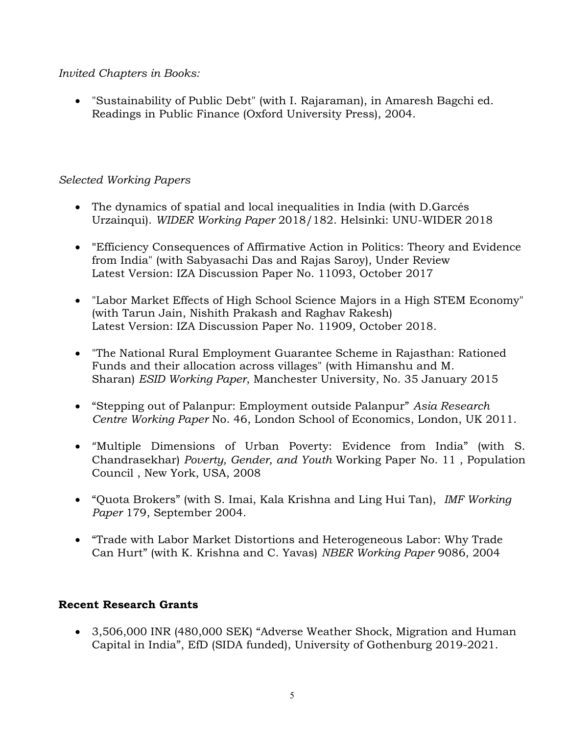*Invited Chapters in Books:*

- "Sustainability of Public Debt" (with I. Rajaraman), in Amaresh Bagchi ed. Readings in Public Finance (Oxford University Press), 2004.

*Selected Working Papers*

- The dynamics of spatial and local inequalities in India (with D.Garcés Urzainqui). *WIDER Working Paper* 2018/182. Helsinki: UNU-WIDER 2018
- "Efficiency Consequences of Affirmative Action in Politics: Theory and Evidence from India" (with Sabyasachi Das and Rajas Saroy), Under Review
  Latest Version: IZA Discussion Paper No. 11093, October 2017
- "Labor Market Effects of High School Science Majors in a High STEM Economy" (with Tarun Jain, Nishith Prakash and Raghav Rakesh)
  Latest Version: IZA Discussion Paper No. 11909, October 2018.
- "The National Rural Employment Guarantee Scheme in Rajasthan: Rationed Funds and their allocation across villages" (with Himanshu and M. Sharan) *ESID Working Paper*, Manchester University, No. 35 January 2015
- "Stepping out of Palanpur: Employment outside Palanpur" *Asia Research Centre Working Paper* No. 46, London School of Economics, London, UK 2011.
- "Multiple Dimensions of Urban Poverty: Evidence from India" (with S. Chandrasekhar) *Poverty, Gender, and Youth* Working Paper No. 11 , Population Council , New York, USA, 2008
- "Quota Brokers" (with S. Imai, Kala Krishna and Ling Hui Tan), *IMF Working Paper* 179, September 2004.
- "Trade with Labor Market Distortions and Heterogeneous Labor: Why Trade Can Hurt" (with K. Krishna and C. Yavas) *NBER Working Paper* 9086, 2004

**Recent Research Grants**

- 3,506,000 INR (480,000 SEK) "Adverse Weather Shock, Migration and Human Capital in India", EfD (SIDA funded), University of Gothenburg 2019-2021.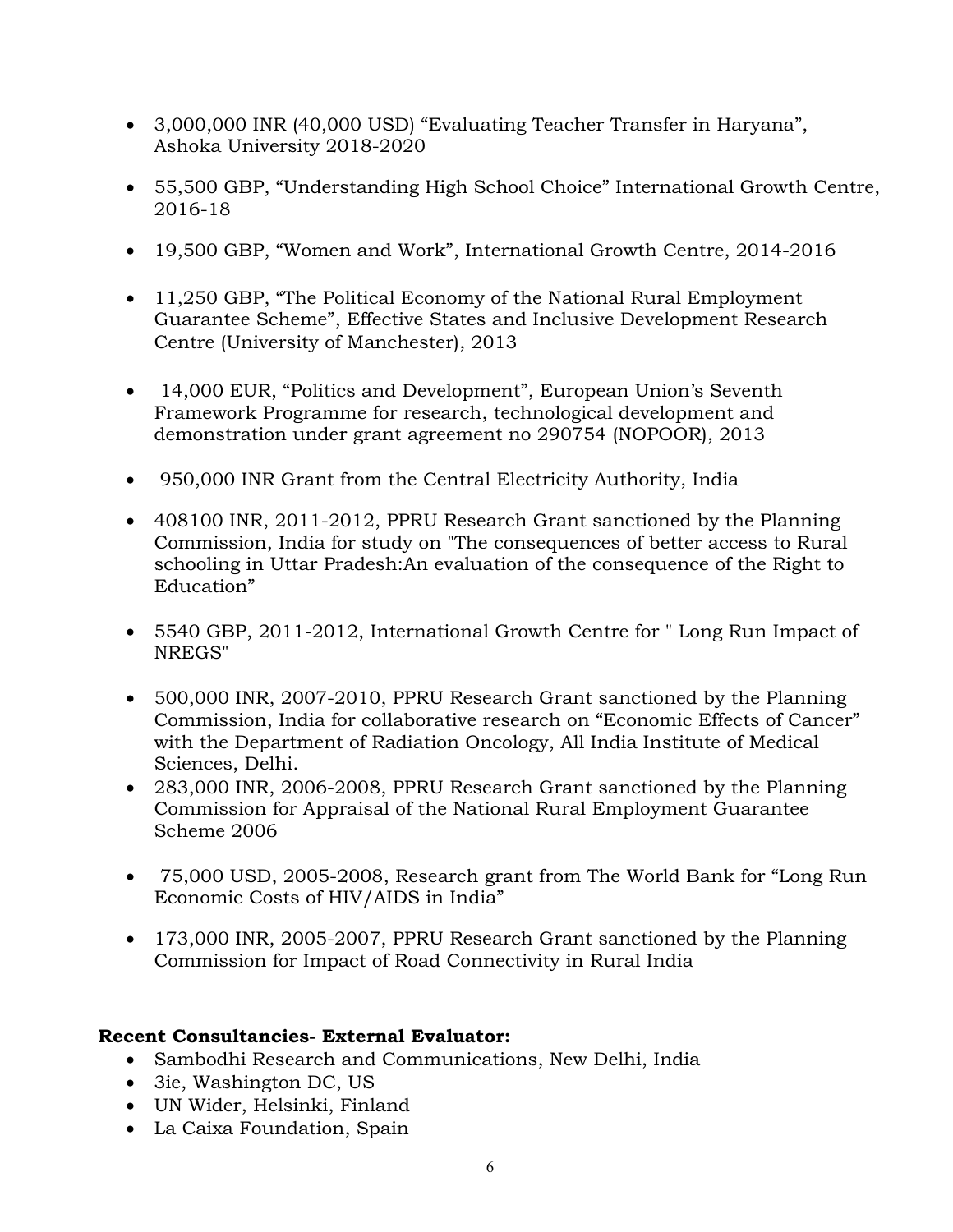- 3,000,000 INR (40,000 USD) “Evaluating Teacher Transfer in Haryana”, Ashoka University 2018-2020

- 55,500 GBP, “Understanding High School Choice” International Growth Centre, 2016-18

- 19,500 GBP, “Women and Work”, International Growth Centre, 2014-2016

- 11,250 GBP, “The Political Economy of the National Rural Employment Guarantee Scheme”, Effective States and Inclusive Development Research Centre (University of Manchester), 2013

- 14,000 EUR, “Politics and Development”, European Union’s Seventh Framework Programme for research, technological development and demonstration under grant agreement no 290754 (NOPOOR), 2013

- 950,000 INR Grant from the Central Electricity Authority, India

- 408100 INR, 2011-2012, PPRU Research Grant sanctioned by the Planning Commission, India for study on "The consequences of better access to Rural schooling in Uttar Pradesh:An evaluation of the consequence of the Right to Education”

- 5540 GBP, 2011-2012, International Growth Centre for " Long Run Impact of NREGS"

- 500,000 INR, 2007-2010, PPRU Research Grant sanctioned by the Planning Commission, India for collaborative research on “Economic Effects of Cancer” with the Department of Radiation Oncology, All India Institute of Medical Sciences, Delhi.
- 283,000 INR, 2006-2008, PPRU Research Grant sanctioned by the Planning Commission for Appraisal of the National Rural Employment Guarantee Scheme 2006

- 75,000 USD, 2005-2008, Research grant from The World Bank for “Long Run Economic Costs of HIV/AIDS in India”

- 173,000 INR, 2005-2007, PPRU Research Grant sanctioned by the Planning Commission for Impact of Road Connectivity in Rural India

**Recent Consultancies- External Evaluator:**

- Sambodhi Research and Communications, New Delhi, India
- 3ie, Washington DC, US
- UN Wider, Helsinki, Finland
- La Caixa Foundation, Spain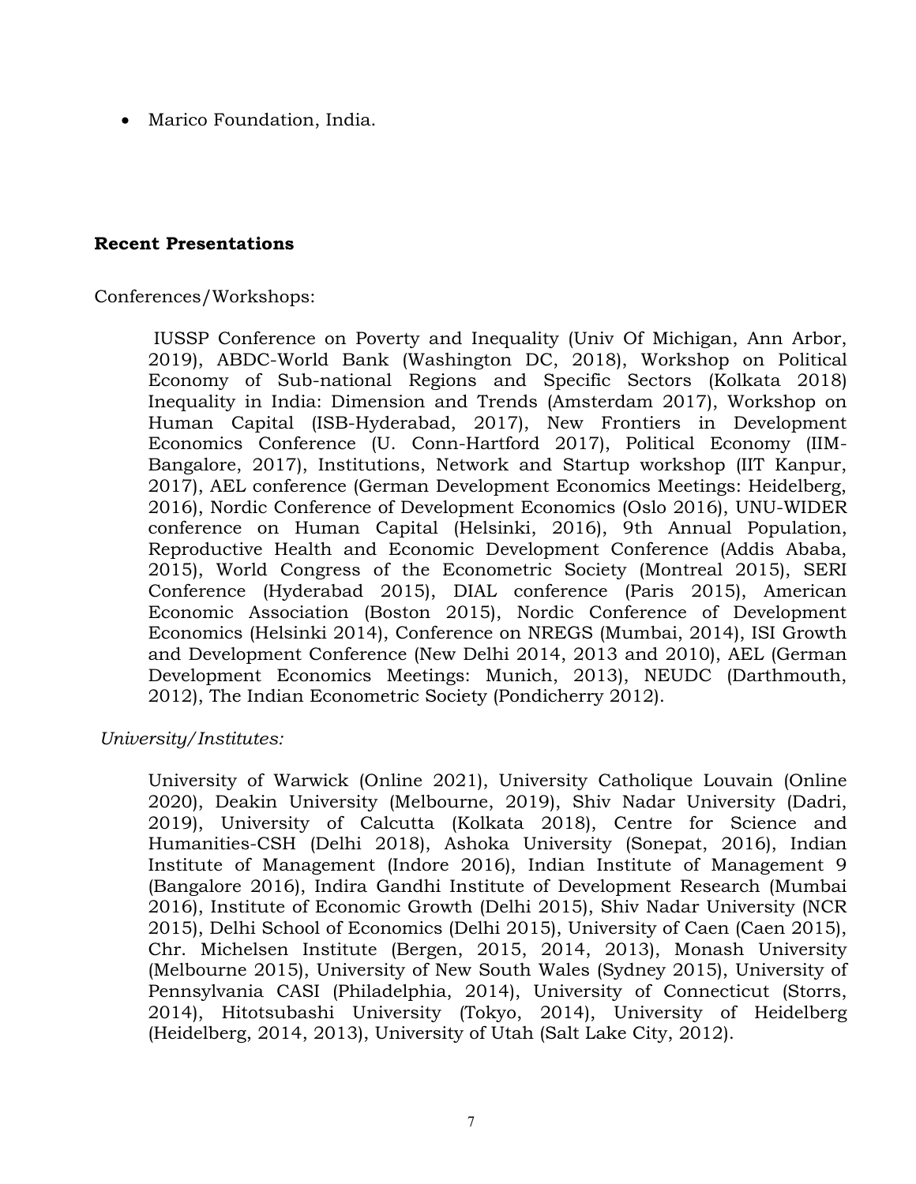- Marico Foundation, India.

## Recent Presentations

Conferences/Workshops:

IUSSP Conference on Poverty and Inequality (Univ Of Michigan, Ann Arbor, 2019), ABDC-World Bank (Washington DC, 2018), Workshop on Political Economy of Sub-national Regions and Specific Sectors (Kolkata 2018) Inequality in India: Dimension and Trends (Amsterdam 2017), Workshop on Human Capital (ISB-Hyderabad, 2017), New Frontiers in Development Economics Conference (U. Conn-Hartford 2017), Political Economy (IIM-Bangalore, 2017), Institutions, Network and Startup workshop (IIT Kanpur, 2017), AEL conference (German Development Economics Meetings: Heidelberg, 2016), Nordic Conference of Development Economics (Oslo 2016), UNU-WIDER conference on Human Capital (Helsinki, 2016), 9th Annual Population, Reproductive Health and Economic Development Conference (Addis Ababa, 2015), World Congress of the Econometric Society (Montreal 2015), SERI Conference (Hyderabad 2015), DIAL conference (Paris 2015), American Economic Association (Boston 2015), Nordic Conference of Development Economics (Helsinki 2014), Conference on NREGS (Mumbai, 2014), ISI Growth and Development Conference (New Delhi 2014, 2013 and 2010), AEL (German Development Economics Meetings: Munich, 2013), NEUDC (Darthmouth, 2012), The Indian Econometric Society (Pondicherry 2012).

*University/Institutes:*

University of Warwick (Online 2021), University Catholique Louvain (Online 2020), Deakin University (Melbourne, 2019), Shiv Nadar University (Dadri, 2019), University of Calcutta (Kolkata 2018), Centre for Science and Humanities-CSH (Delhi 2018), Ashoka University (Sonepat, 2016), Indian Institute of Management (Indore 2016), Indian Institute of Management 9 (Bangalore 2016), Indira Gandhi Institute of Development Research (Mumbai 2016), Institute of Economic Growth (Delhi 2015), Shiv Nadar University (NCR 2015), Delhi School of Economics (Delhi 2015), University of Caen (Caen 2015), Chr. Michelsen Institute (Bergen, 2015, 2014, 2013), Monash University (Melbourne 2015), University of New South Wales (Sydney 2015), University of Pennsylvania CASI (Philadelphia, 2014), University of Connecticut (Storrs, 2014), Hitotsubashi University (Tokyo, 2014), University of Heidelberg (Heidelberg, 2014, 2013), University of Utah (Salt Lake City, 2012).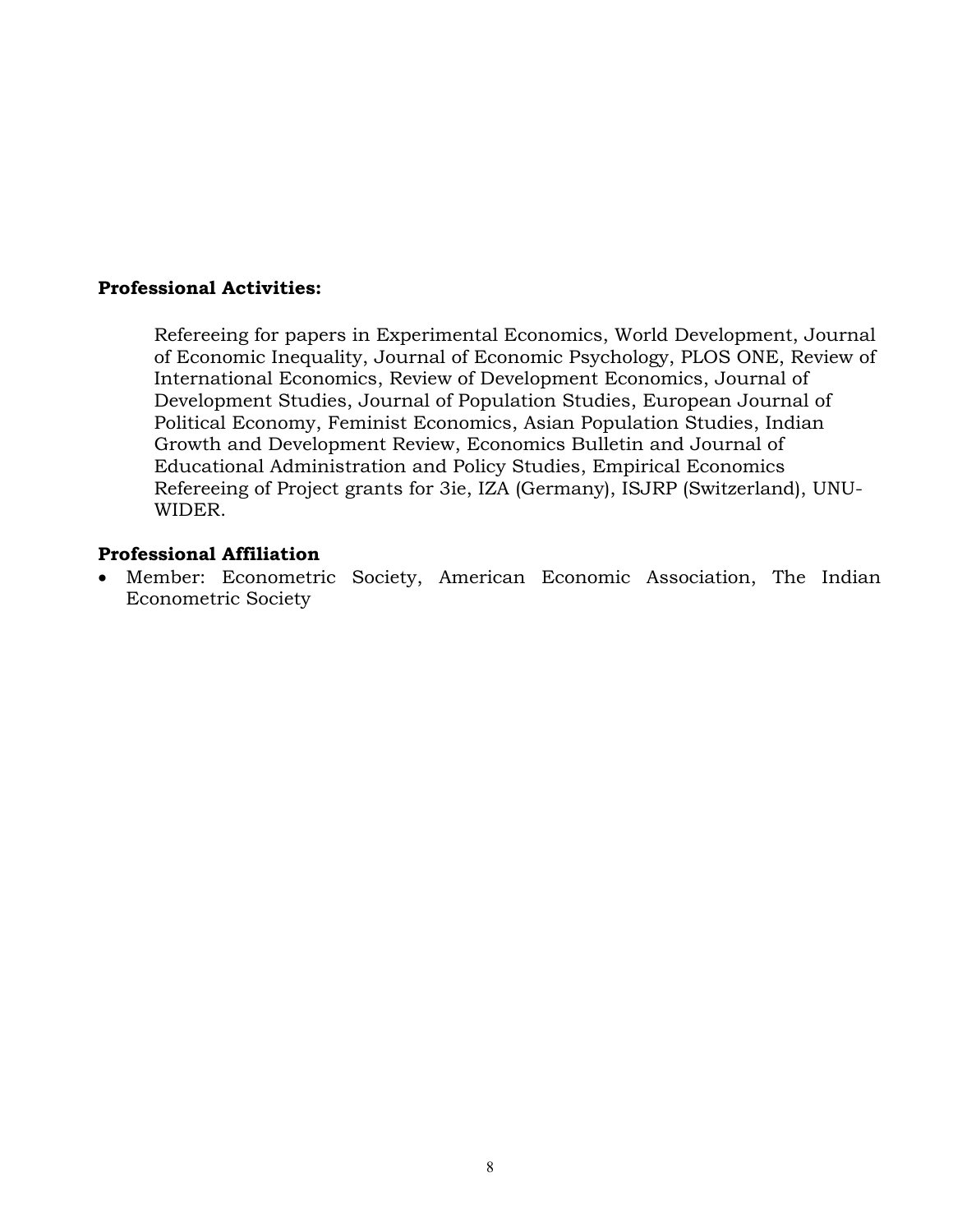**Professional Activities:**

Refereeing for papers in Experimental Economics, World Development, Journal of Economic Inequality, Journal of Economic Psychology, PLOS ONE, Review of International Economics, Review of Development Economics, Journal of Development Studies, Journal of Population Studies, European Journal of Political Economy, Feminist Economics, Asian Population Studies, Indian Growth and Development Review, Economics Bulletin and Journal of Educational Administration and Policy Studies, Empirical Economics
Refereeing of Project grants for 3ie, IZA (Germany), ISJRP (Switzerland), UNU-WIDER.

**Professional Affiliation**

- Member: Econometric Society, American Economic Association, The Indian Econometric Society